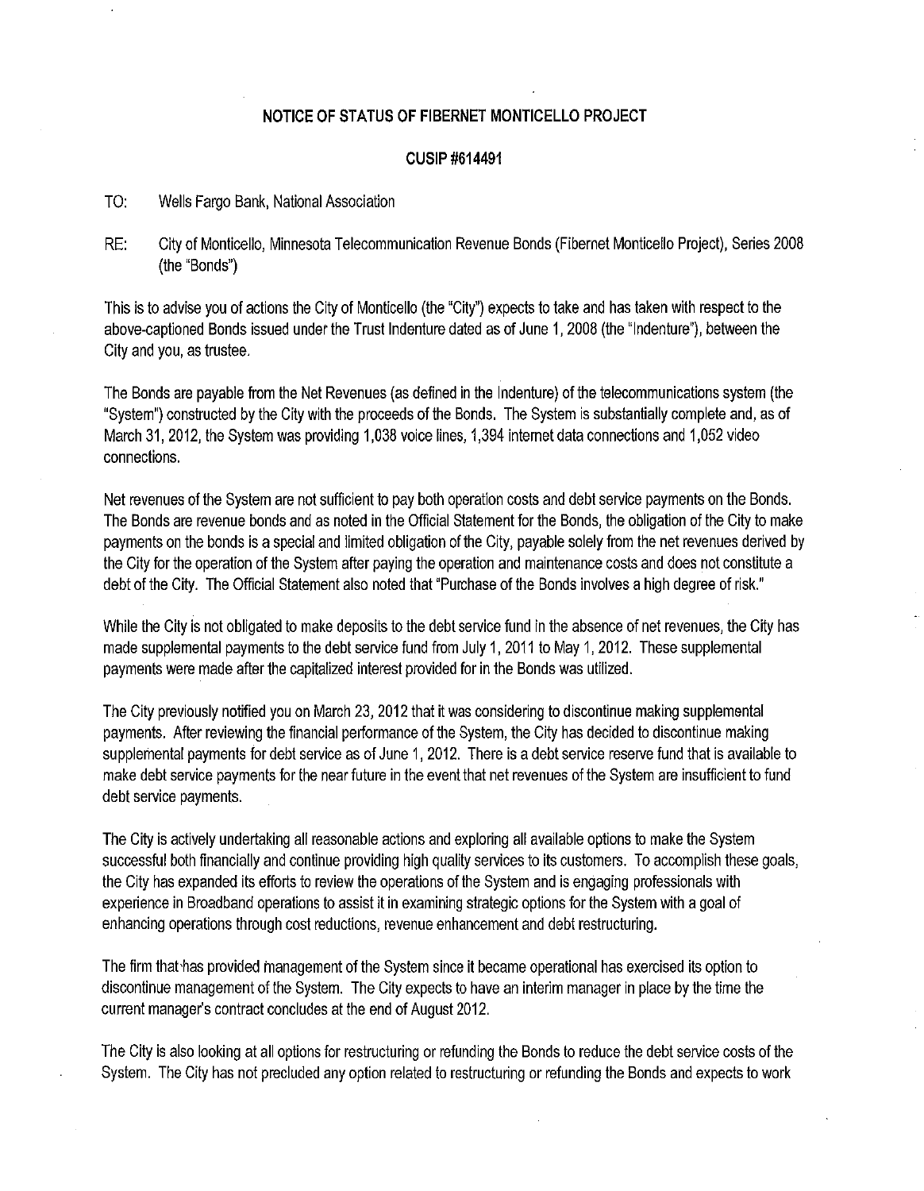**NOTICE OF STATUS OF FIBERNET MONTICELLO PROJECT**

**CUSIP #614491**

TO: Wells Fargo Bank, National Association

RE: City of Monticello, Minnesota Telecommunication Revenue Bonds (Fibernet Monticello Project), Series 2008 (the "Bonds")

This is to advise you of actions the City of Monticello (the "City") expects to take and has taken with respect to the above-captioned Bonds issued under the Trust Indenture dated as of June 1, 2008 (the "Indenture"), between the City and you, as trustee.

The Bonds are payable from the Net Revenues (as defined in the Indenture) of the telecommunications system (the "System") constructed by the City with the proceeds of the Bonds. The System is substantially complete and, as of March 31, 2012, the System was providing 1,038 voice lines, 1,394 internet data connections and 1,052 video connections.

Net revenues of the System are not sufficient to pay both operation costs and debt service payments on the Bonds. The Bonds are revenue bonds and as noted in the Official Statement for the Bonds, the obligation of the City to make payments on the bonds is a special and limited obligation of the City, payable solely from the net revenues derived by the City for the operation of the System after paying the operation and maintenance costs and does not constitute a debt of the City. The Official Statement also noted that "Purchase of the Bonds involves a high degree of risk."

While the City is not obligated to make deposits to the debt service fund in the absence of net revenues, the City has made supplemental payments to the debt service fund from July 1, 2011 to May 1, 2012. These supplemental payments were made after the capitalized interest provided for in the Bonds was utilized.

The City previously notified you on March 23, 2012 that it was considering to discontinue making supplemental payments. After reviewing the financial performance of the System, the City has decided to discontinue making supplemental payments for debt service as of June 1, 2012. There is a debt service reserve fund that is available to make debt service payments for the near future in the event that net revenues of the System are insufficient to fund debt service payments.

The City is actively undertaking all reasonable actions and exploring all available options to make the System successful both financially and continue providing high quality services to its customers. To accomplish these goals, the City has expanded its efforts to review the operations of the System and is engaging professionals with experience in Broadband operations to assist it in examining strategic options for the System with a goal of enhancing operations through cost reductions, revenue enhancement and debt restructuring.

The firm that has provided management of the System since it became operational has exercised its option to discontinue management of the System. The City expects to have an interim manager in place by the time the current manager's contract concludes at the end of August 2012.

The City is also looking at all options for restructuring or refunding the Bonds to reduce the debt service costs of the System. The City has not precluded any option related to restructuring or refunding the Bonds and expects to work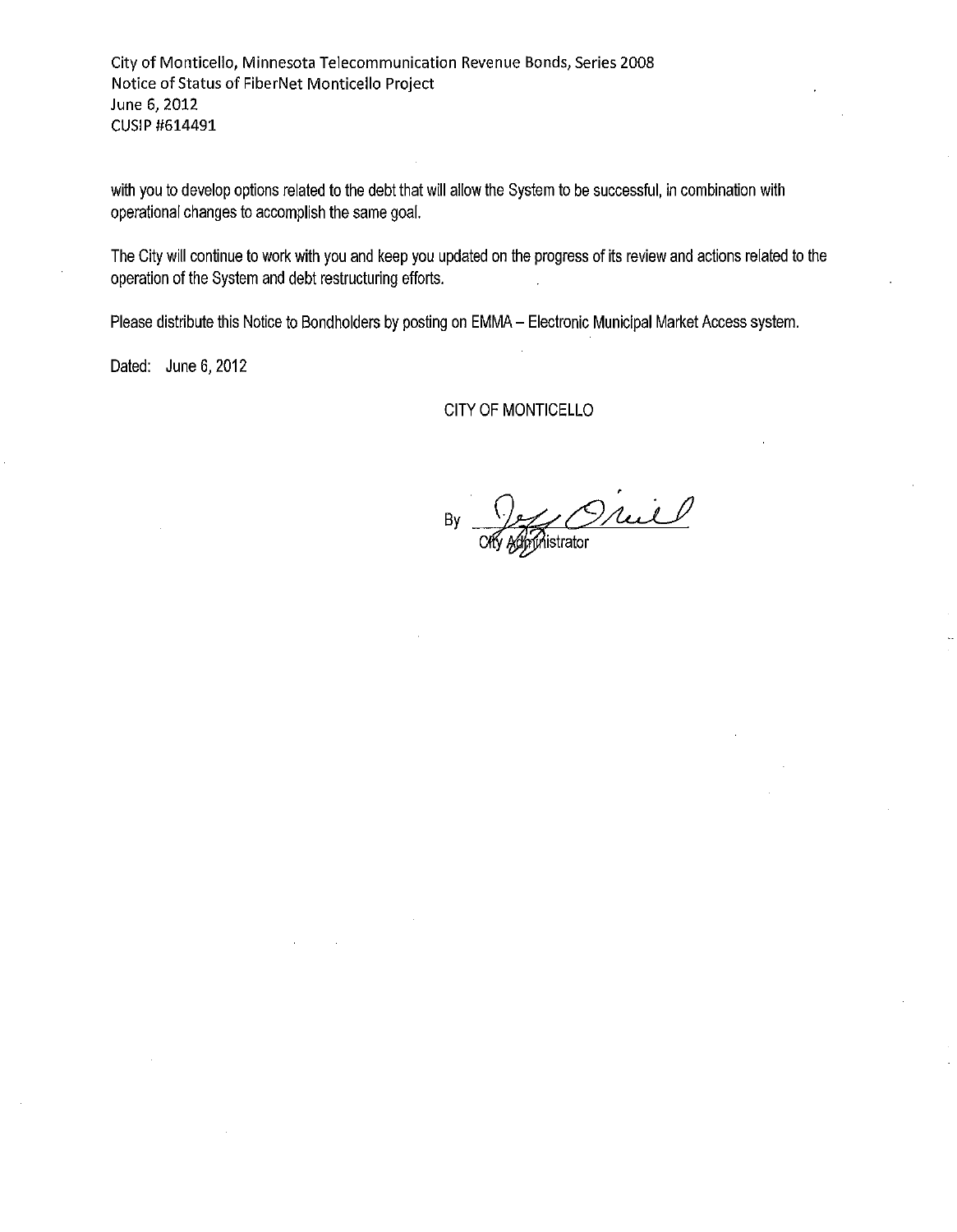with you to develop options related to the debt that will allow the System to be successful, in combination with operational changes to accomplish the same goal.

The City will continue to work with you and keep you updated on the progress of its review and actions related to the operation of the System and debt restructuring efforts.

Please distribute this Notice to Bondholders by posting on EMMA – Electronic Municipal Market Access system.

Dated: June 6, 2012

CITY OF MONTICELLO

By Jeff O'Neill
City Administrator